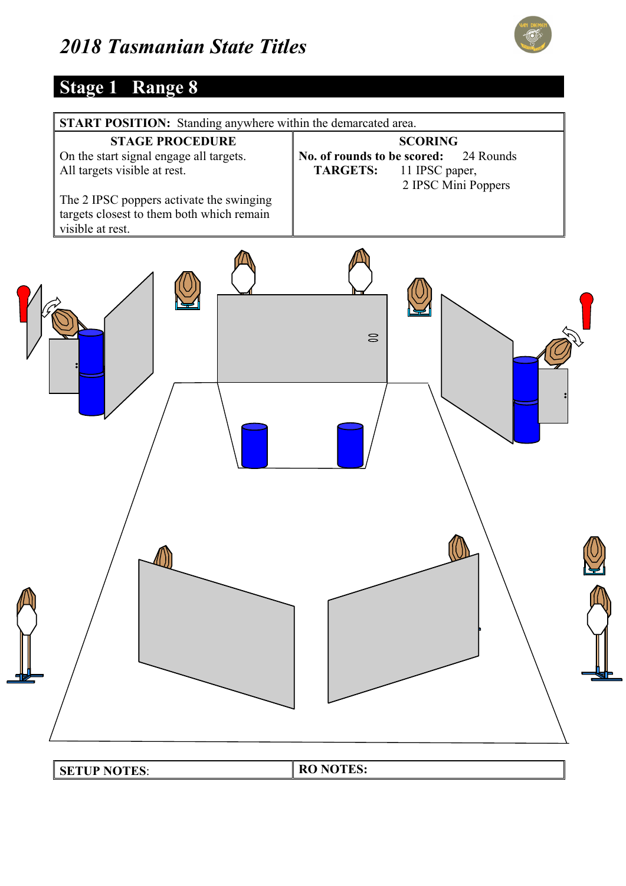# *2018 Tasmanian State Titles*

## Stage 1 Range 8

| **START POSITION:** Standing anywhere within the demarcated area. | |
|---|---|
| **STAGE PROCEDURE** | **SCORING** |
| On the start signal engage all targets.<br>All targets visible at rest.<br><br>The 2 IPSC poppers activate the swinging targets closest to them both which remain visible at rest. | **No. of rounds to be scored:** 24 Rounds<br>**TARGETS:** 11 IPSC paper,<br>2 IPSC Mini Poppers |

| **SETUP NOTES**: | **RO NOTES:** |
|---|---|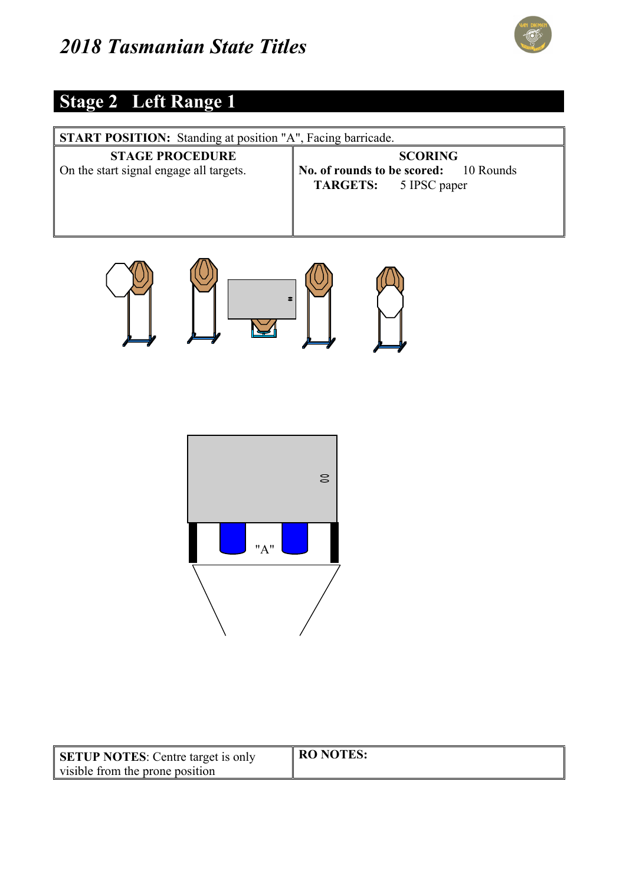## 2018 Tasmanian State Titles

# Stage 2 Left Range 1

| **START POSITION:** Standing at position "A", Facing barricade. | |
|---|---|
| **STAGE PROCEDURE**<br>On the start signal engage all targets. | **SCORING**<br>**No. of rounds to be scored:** 10 Rounds<br>**TARGETS:** 5 IPSC paper |

"A"

| **SETUP NOTES**: Centre target is only visible from the prone position | **RO NOTES:** |
|---|---|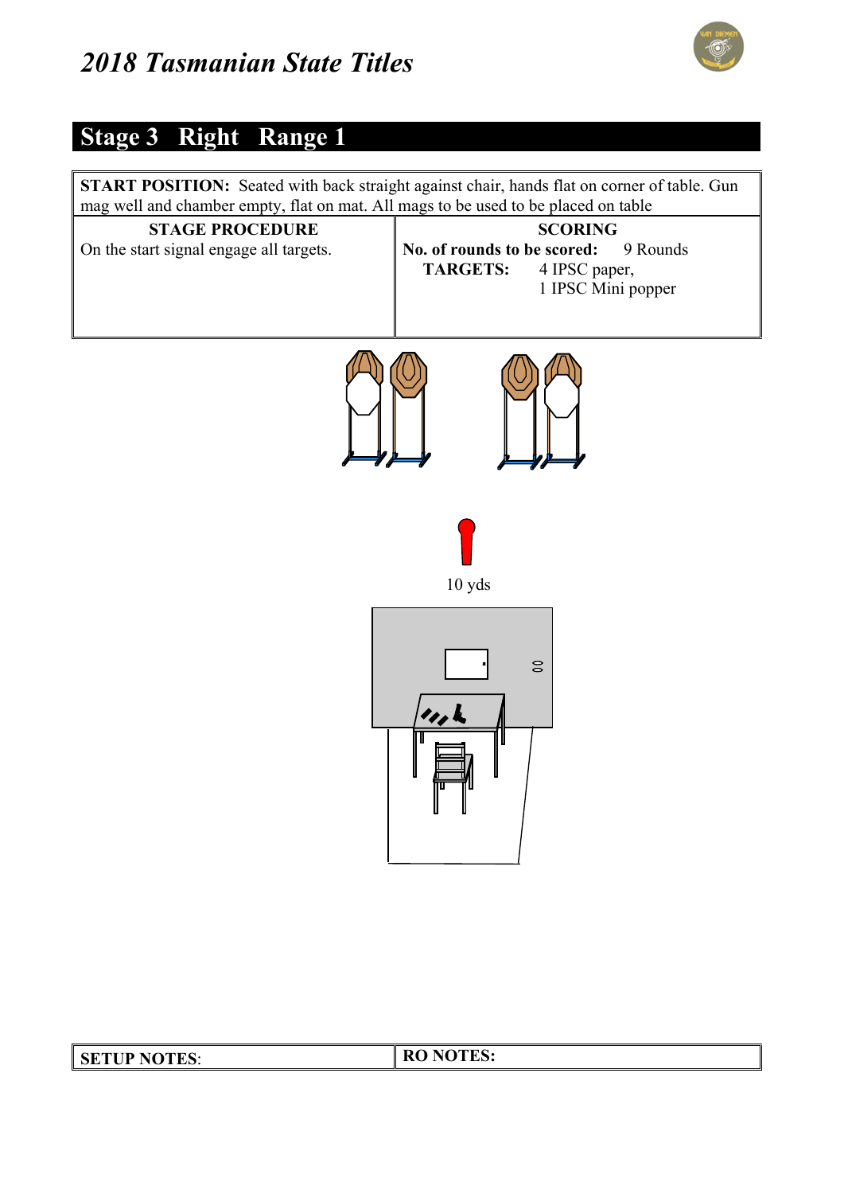# *2018 Tasmanian State Titles*

## Stage 3 Right Range 1

| **START POSITION:** Seated with back straight against chair, hands flat on corner of table. Gun mag well and chamber empty, flat on mat. All mags to be used to be placed on table | |
|---|---|
| **STAGE PROCEDURE** | **SCORING** |
| On the start signal engage all targets. | **No. of rounds to be scored:** 9 Rounds<br>**TARGETS:** 4 IPSC paper,<br>1 IPSC Mini popper |

10 yds

| **SETUP NOTES**: | **RO NOTES:** |
|---|---|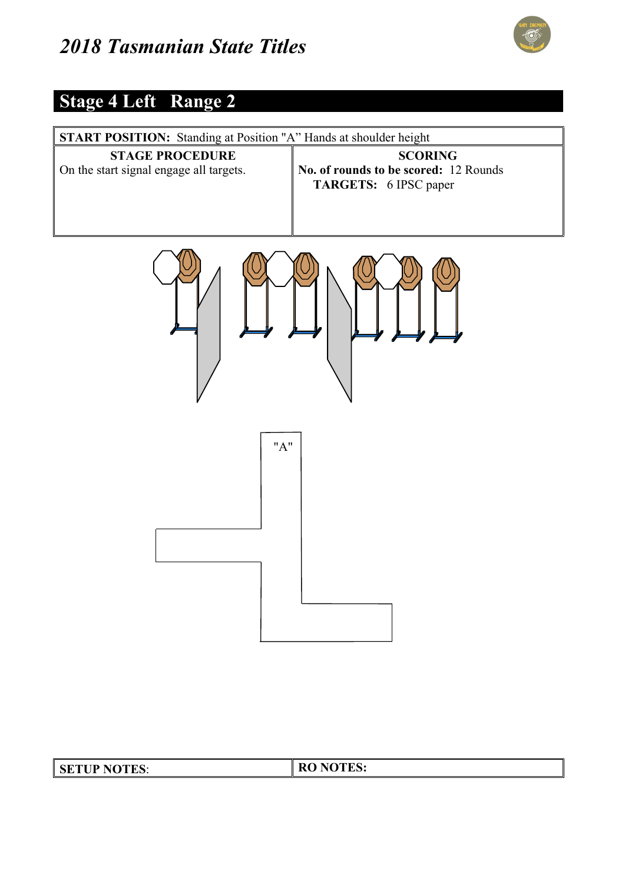# 2018 Tasmanian State Titles

## Stage 4 Left   Range 2

| **START POSITION:** Standing at Position "A" Hands at shoulder height | |
|---|---|
| **STAGE PROCEDURE**<br>On the start signal engage all targets. | **SCORING**<br>**No. of rounds to be scored:** 12 Rounds<br>**TARGETS:** 6 IPSC paper |

"A"

| **SETUP NOTES**: | **RO NOTES:** |
|---|---|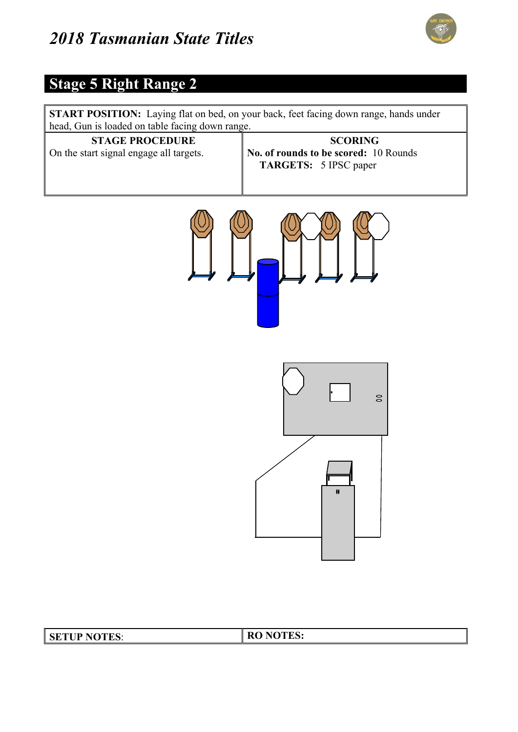## 2018 Tasmanian State Titles

# Stage 5 Right Range 2

| **START POSITION:** Laying flat on bed, on your back, feet facing down range, hands under head, Gun is loaded on table facing down range. | |
|---|---|
| **STAGE PROCEDURE** | **SCORING** |
| On the start signal engage all targets. | **No. of rounds to be scored:** 10 Rounds<br>**TARGETS:** 5 IPSC paper |

| **SETUP NOTES**: | **RO NOTES:** |
|---|---|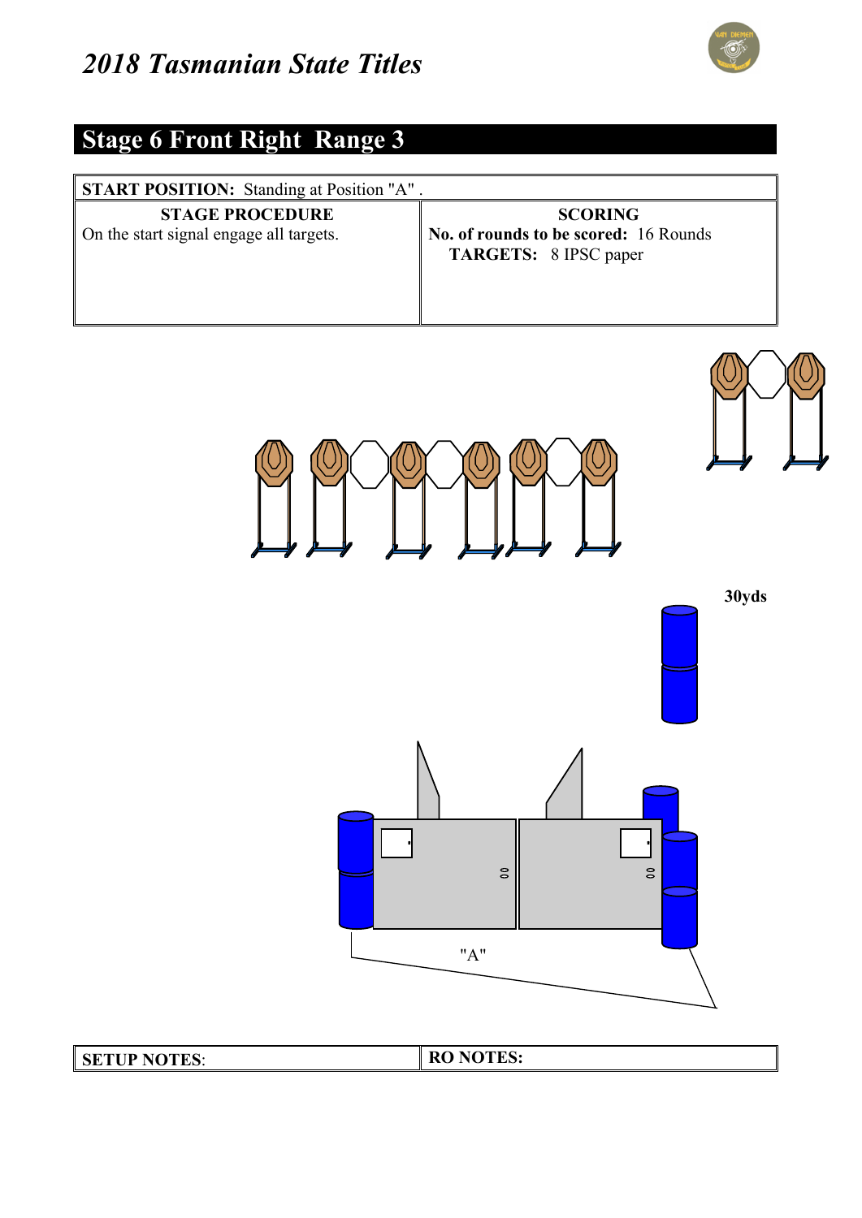# 2018 Tasmanian State Titles

## Stage 6 Front Right Range 3

| **START POSITION:** Standing at Position "A" . | |
|---|---|
| **STAGE PROCEDURE** | **SCORING** |
| On the start signal engage all targets. | **No. of rounds to be scored:** 16 Rounds<br>**TARGETS:** 8 IPSC paper |

30yds

"A"

| **SETUP NOTES**: | **RO NOTES:** |
|---|---|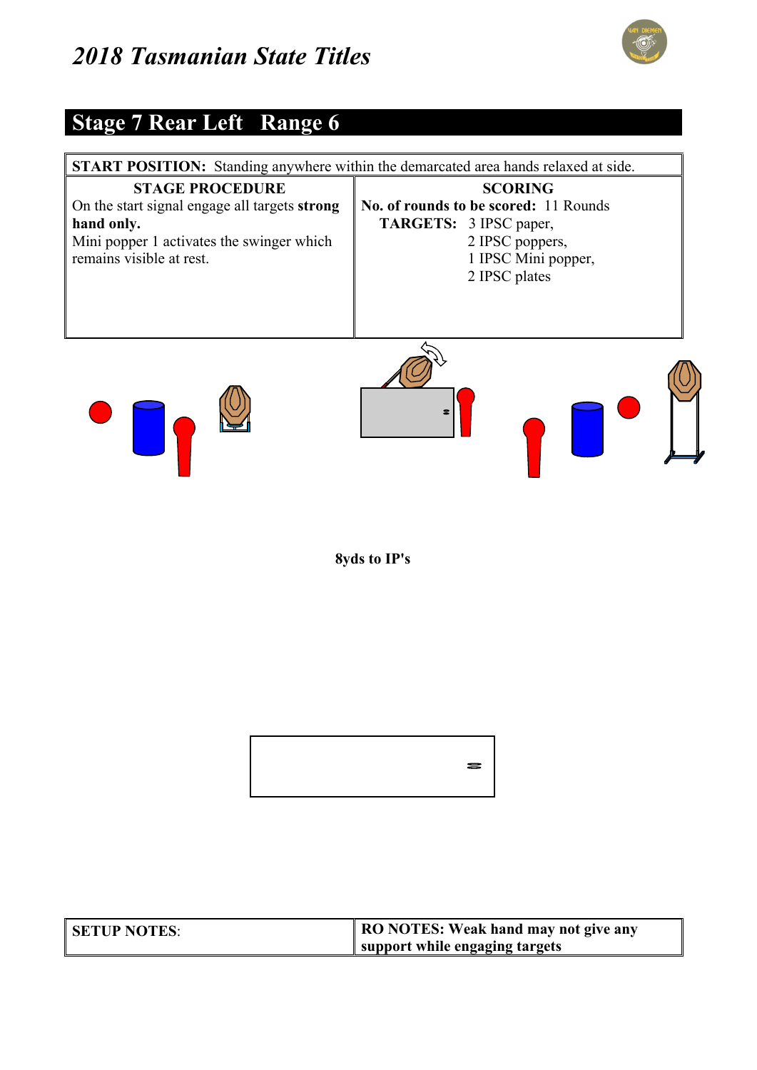# 2018 Tasmanian State Titles

## Stage 7 Rear Left   Range 6

| **START POSITION:** Standing anywhere within the demarcated area hands relaxed at side. | |
|---|---|
| **STAGE PROCEDURE** | **SCORING** |
| On the start signal engage all targets **strong hand only.**<br>Mini popper 1 activates the swinger which remains visible at rest. | **No. of rounds to be scored:** 11 Rounds<br>**TARGETS:** 3 IPSC paper,<br>2 IPSC poppers,<br>1 IPSC Mini popper,<br>2 IPSC plates |

**8yds to IP's**

| **SETUP NOTES**: | **RO NOTES: Weak hand may not give any support while engaging targets** |
|---|---|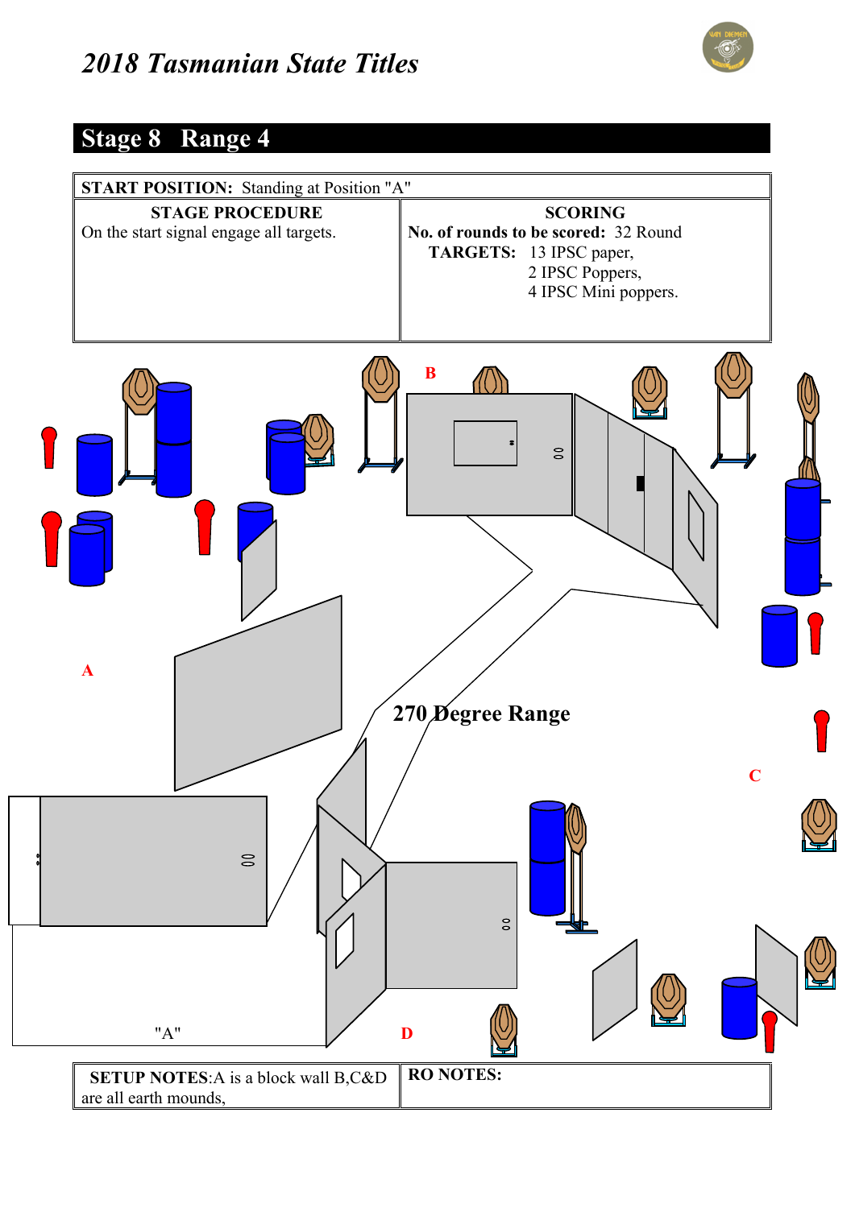# 2018 Tasmanian State Titles

## Stage 8 Range 4

**START POSITION:** Standing at Position "A"

| STAGE PROCEDURE | SCORING |
|---|---|
| On the start signal engage all targets. | **No. of rounds to be scored:** 32 Round<br>**TARGETS:** 13 IPSC paper,<br>2 IPSC Poppers,<br>4 IPSC Mini poppers. |

B

A

270 Degree Range

C

"A"

D

| **SETUP NOTES**:A is a block wall B,C&D are all earth mounds, | **RO NOTES:** |
|---|---|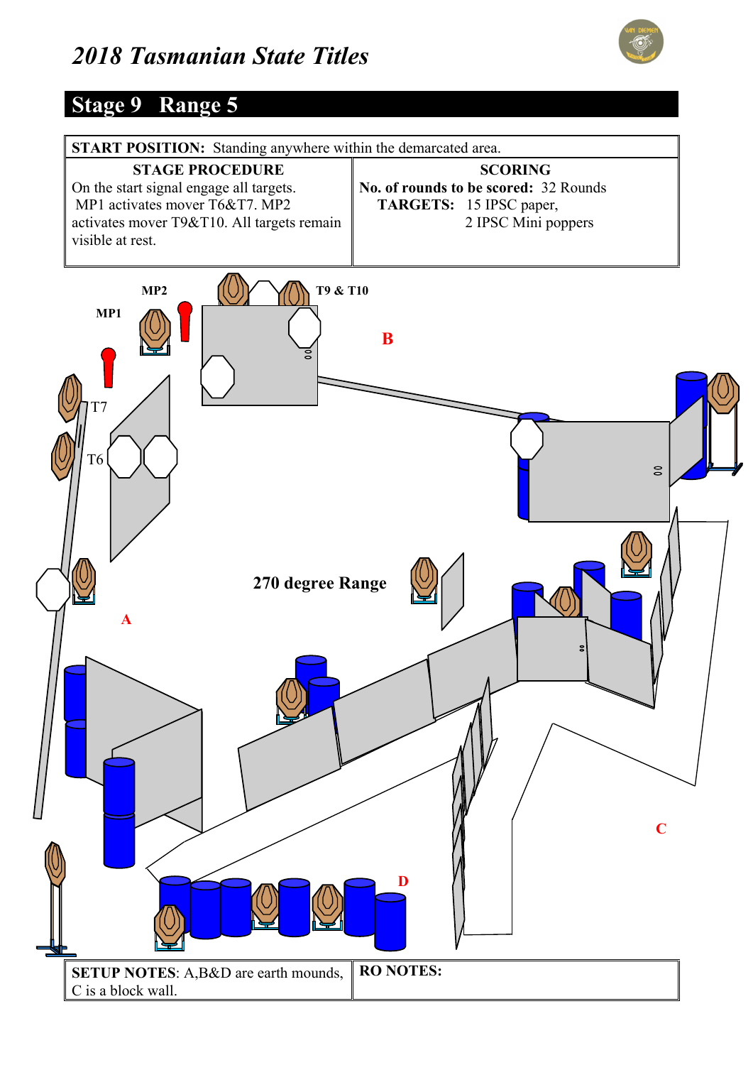# 2018 Tasmanian State Titles

## Stage 9 Range 5

**START POSITION:** Standing anywhere within the demarcated area.

| STAGE PROCEDURE | SCORING |
|---|---|
| On the start signal engage all targets. MP1 activates mover T6&T7. MP2 activates mover T9&T10. All targets remain visible at rest. | **No. of rounds to be scored:** 32 Rounds<br>**TARGETS:** 15 IPSC paper, 2 IPSC Mini poppers |

MP2

MP1

T9 & T10

B

T7

T6

270 degree Range

A

C

D

| SETUP NOTES: A,B&D are earth mounds, C is a block wall. | RO NOTES: |
|---|---|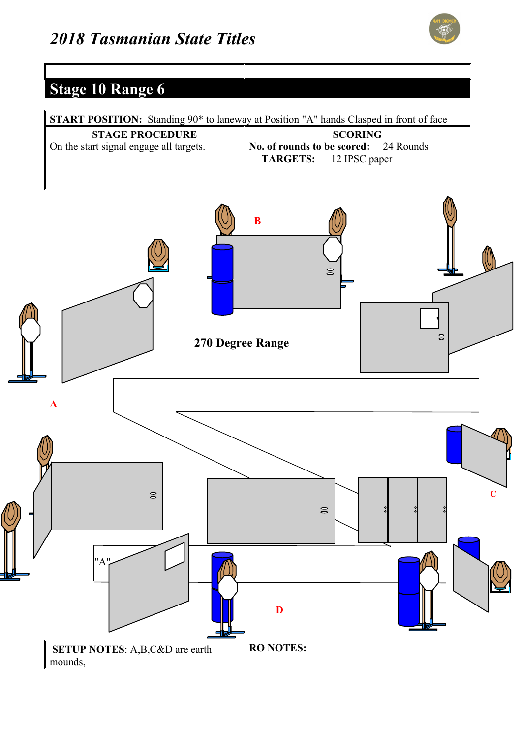# 2018 Tasmanian State Titles

## Stage 10 Range 6

**START POSITION:** Standing 90* to laneway at Position "A" hands Clasped in front of face

| STAGE PROCEDURE | SCORING |
| --- | --- |
| On the start signal engage all targets. | **No. of rounds to be scored:** 24 Rounds<br>**TARGETS:** 12 IPSC paper |

B

270 Degree Range

A

C

"A"

D

| **SETUP NOTES**: A,B,C&D are earth mounds, | **RO NOTES:** |
| --- | --- |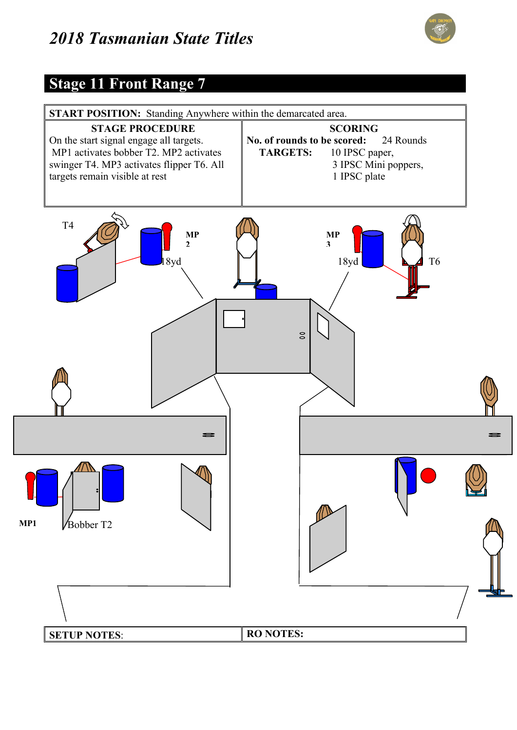# 2018 Tasmanian State Titles

## Stage 11 Front Range 7

| **START POSITION:** Standing Anywhere within the demarcated area. | |
|---|---|
| **STAGE PROCEDURE**<br>On the start signal engage all targets. MP1 activates bobber T2. MP2 activates swinger T4. MP3 activates flipper T6. All targets remain visible at rest | **SCORING**<br>**No. of rounds to be scored:** 24 Rounds<br>**TARGETS:** 10 IPSC paper, 3 IPSC Mini poppers, 1 IPSC plate |

T4

MP 2

18yd

MP 3

18yd

T6

MP1

Bobber T2

| **SETUP NOTES**: | **RO NOTES:** |
|---|---|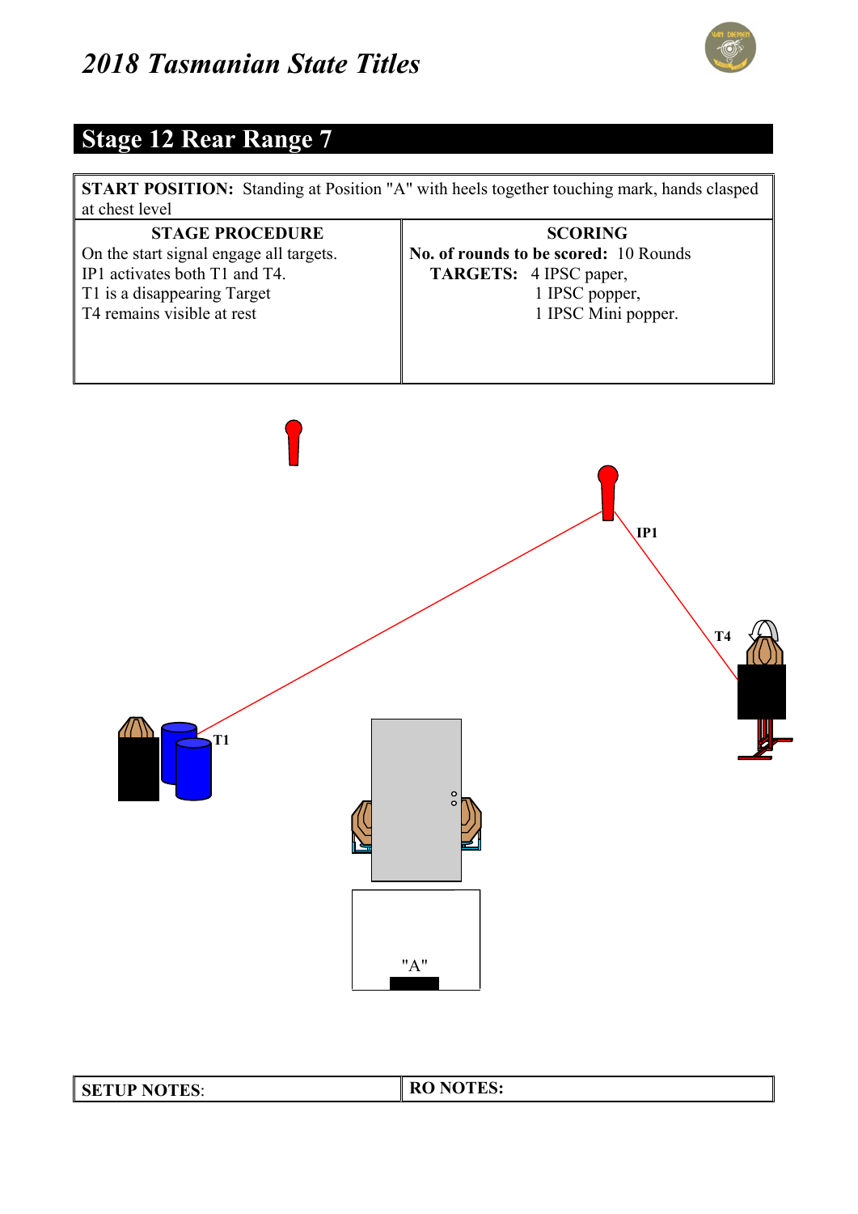# 2018 Tasmanian State Titles

## Stage 12 Rear Range 7

**START POSITION:** Standing at Position "A" with heels together touching mark, hands clasped at chest level

| STAGE PROCEDURE | SCORING |
|---|---|
| On the start signal engage all targets.<br>IP1 activates both T1 and T4.<br>T1 is a disappearing Target<br>T4 remains visible at rest | **No. of rounds to be scored:** 10 Rounds<br>**TARGETS:** 4 IPSC paper,<br>1 IPSC popper,<br>1 IPSC Mini popper. |

IP1

T4

T1

"A"

| SETUP NOTES: | RO NOTES: |
|---|---|